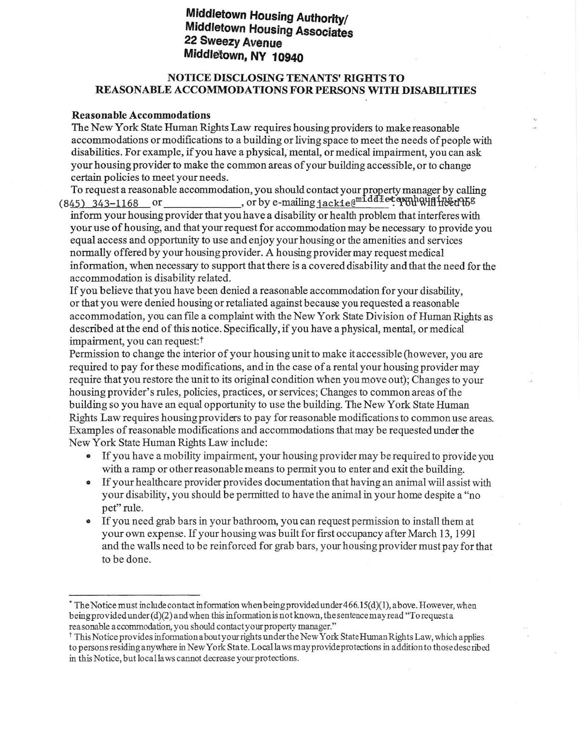**Middletown Housing Authority/**
**Middletown Housing Associates**
**22 Sweezy Avenue**
**Middletown, NY 10940**

## NOTICE DISCLOSING TENANTS' RIGHTS TO REASONABLE ACCOMMODATIONS FOR PERSONS WITH DISABILITIES

### Reasonable Accommodations

The New York State Human Rights Law requires housing providers to make reasonable accommodations or modifications to a building or living space to meet the needs of people with disabilities. For example, if you have a physical, mental, or medical impairment, you can ask your housing provider to make the common areas of your building accessible, or to change certain policies to meet your needs.

To request a reasonable accommodation, you should contact your property manager by calling (845) 343-1168 or \_\_\_\_\_\_\_\_\_\_\_\_, or by e-mailing jackie@middletownhousing.org. You will need to inform your housing provider that you have a disability or health problem that interferes with your use of housing, and that your request for accommodation may be necessary to provide you equal access and opportunity to use and enjoy your housing or the amenities and services normally offered by your housing provider. A housing provider may request medical information, when necessary to support that there is a covered disability and that the need for the accommodation is disability related.

If you believe that you have been denied a reasonable accommodation for your disability, or that you were denied housing or retaliated against because you requested a reasonable accommodation, you can file a complaint with the New York State Division of Human Rights as described at the end of this notice. Specifically, if you have a physical, mental, or medical impairment, you can request:†

Permission to change the interior of your housing unit to make it accessible (however, you are required to pay for these modifications, and in the case of a rental your housing provider may require that you restore the unit to its original condition when you move out); Changes to your housing provider's rules, policies, practices, or services; Changes to common areas of the building so you have an equal opportunity to use the building. The New York State Human Rights Law requires housing providers to pay for reasonable modifications to common use areas. Examples of reasonable modifications and accommodations that may be requested under the New York State Human Rights Law include:

- If you have a mobility impairment, your housing provider may be required to provide you with a ramp or other reasonable means to permit you to enter and exit the building.
- If your healthcare provider provides documentation that having an animal will assist with your disability, you should be permitted to have the animal in your home despite a "no pet" rule.
- If you need grab bars in your bathroom, you can request permission to install them at your own expense. If your housing was built for first occupancy after March 13, 1991 and the walls need to be reinforced for grab bars, your housing provider must pay for that to be done.

---

\* The Notice must include contact information when being provided under 466.15(d)(1), above. However, when being provided under (d)(2) and when this information is not known, the sentence may read "To request a reasonable accommodation, you should contact your property manager."

† This Notice provides information about your rights under the New York State Human Rights Law, which applies to persons residing anywhere in New York State. Local laws may provide protections in addition to those described in this Notice, but local laws cannot decrease your protections.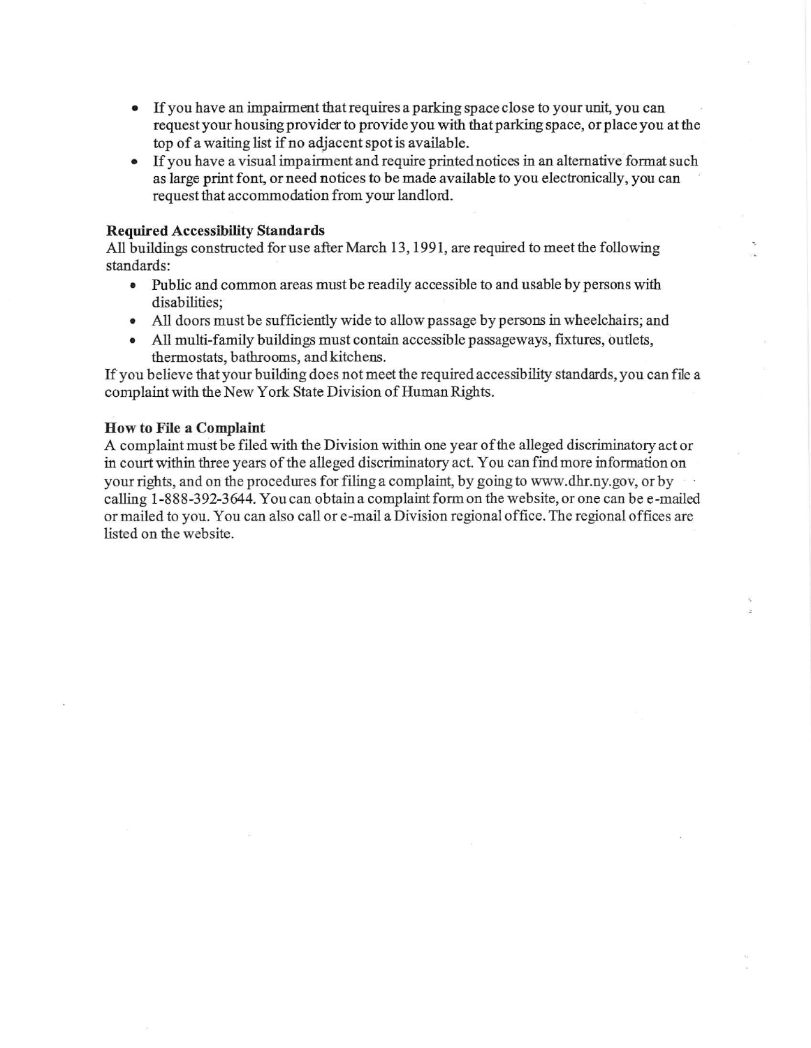- If you have an impairment that requires a parking space close to your unit, you can request your housing provider to provide you with that parking space, or place you at the top of a waiting list if no adjacent spot is available.
- If you have a visual impairment and require printed notices in an alternative format such as large print font, or need notices to be made available to you electronically, you can request that accommodation from your landlord.

**Required Accessibility Standards**

All buildings constructed for use after March 13, 1991, are required to meet the following standards:

- Public and common areas must be readily accessible to and usable by persons with disabilities;
- All doors must be sufficiently wide to allow passage by persons in wheelchairs; and
- All multi-family buildings must contain accessible passageways, fixtures, outlets, thermostats, bathrooms, and kitchens.

If you believe that your building does not meet the required accessibility standards, you can file a complaint with the New York State Division of Human Rights.

**How to File a Complaint**

A complaint must be filed with the Division within one year of the alleged discriminatory act or in court within three years of the alleged discriminatory act. You can find more information on your rights, and on the procedures for filing a complaint, by going to www.dhr.ny.gov, or by calling 1-888-392-3644. You can obtain a complaint form on the website, or one can be e-mailed or mailed to you. You can also call or e-mail a Division regional office. The regional offices are listed on the website.